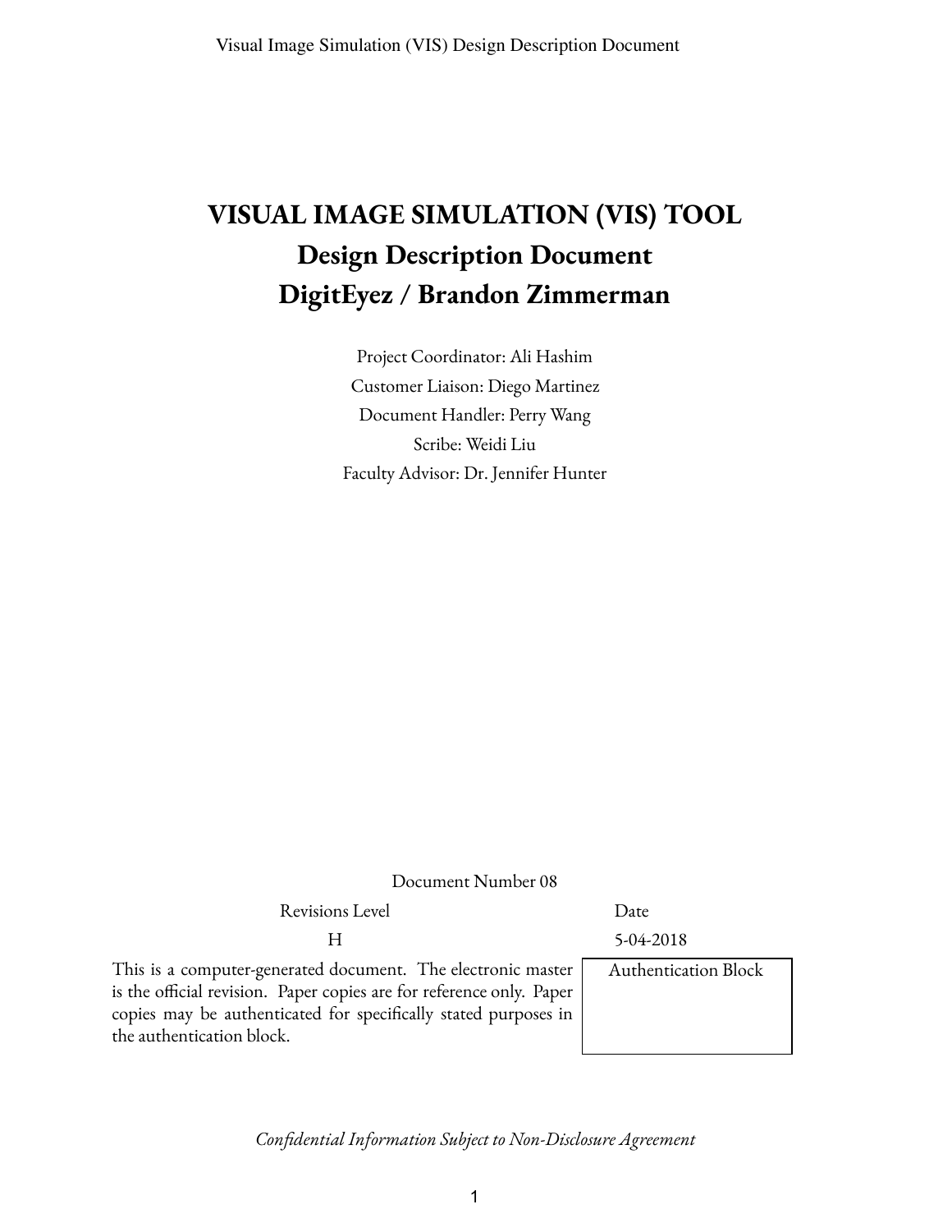# VISUAL IMAGE SIMULATION (VIS) TOOL
# Design Description Document
# DigitEyez / Brandon Zimmerman

Project Coordinator: Ali Hashim

Customer Liaison: Diego Martinez

Document Handler: Perry Wang

Scribe: Weidi Liu

Faculty Advisor: Dr. Jennifer Hunter

Document Number 08

| Revisions Level | Date |
|---|---|
| H | 5-04-2018 |

| | |
|---|---|
| This is a computer-generated document. The electronic master is the official revision. Paper copies are for reference only. Paper copies may be authenticated for specifically stated purposes in the authentication block. | Authentication Block |

*Confidential Information Subject to Non-Disclosure Agreement*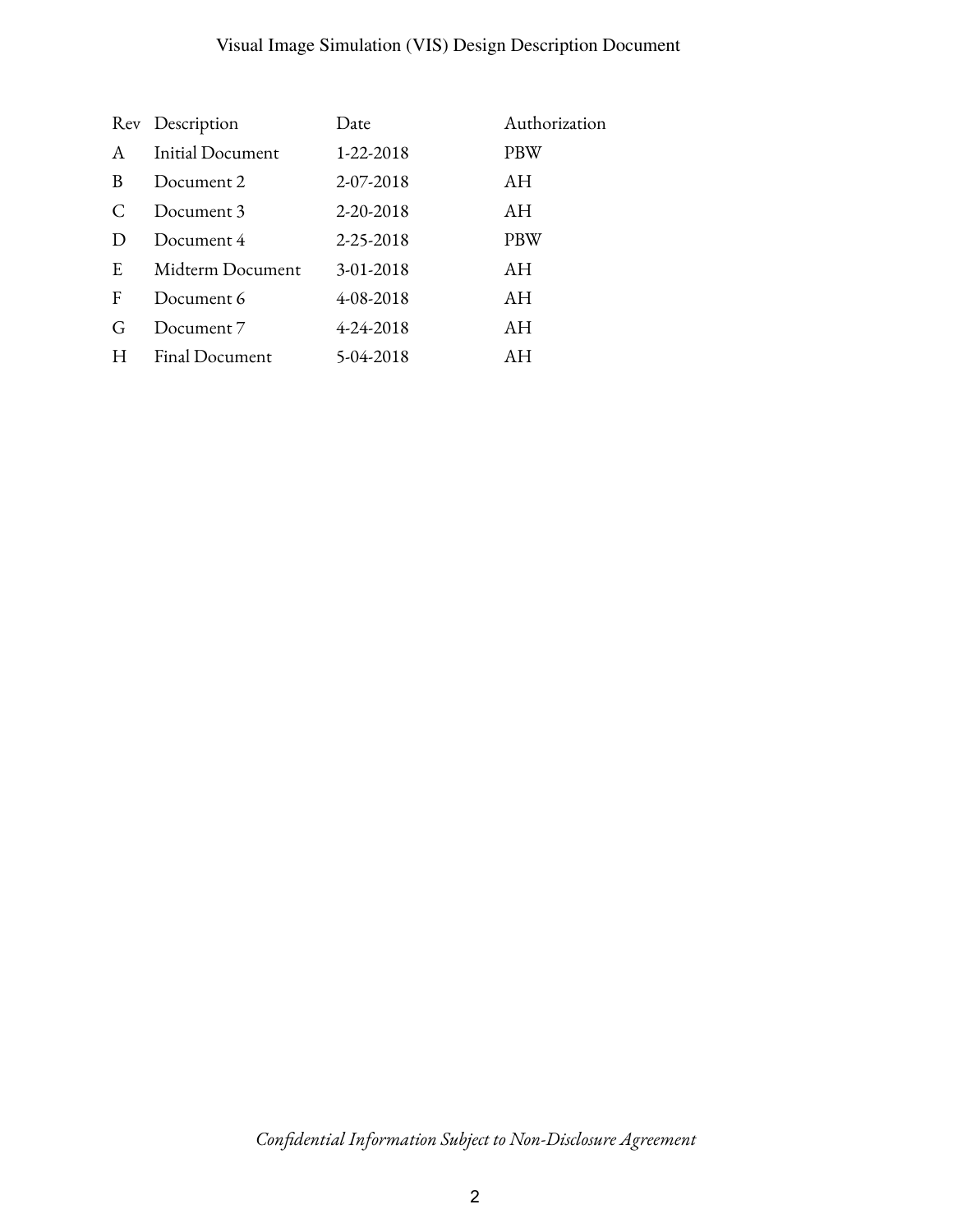| Rev | Description | Date | Authorization |
|---|---|---|---|
| A | Initial Document | 1-22-2018 | PBW |
| B | Document 2 | 2-07-2018 | AH |
| C | Document 3 | 2-20-2018 | AH |
| D | Document 4 | 2-25-2018 | PBW |
| E | Midterm Document | 3-01-2018 | AH |
| F | Document 6 | 4-08-2018 | AH |
| G | Document 7 | 4-24-2018 | AH |
| H | Final Document | 5-04-2018 | AH |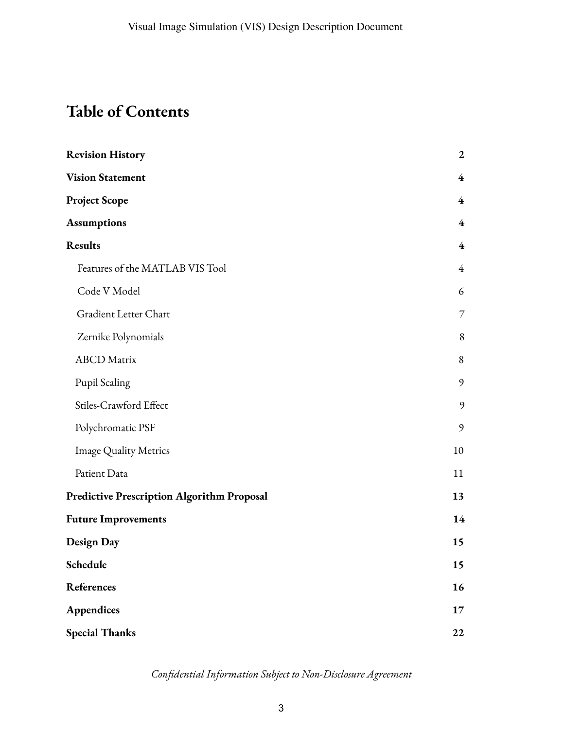# Table of Contents

| | |
|---|---|
| **Revision History** | **2** |
| **Vision Statement** | **4** |
| **Project Scope** | **4** |
| **Assumptions** | **4** |
| **Results** | **4** |
| Features of the MATLAB VIS Tool | 4 |
| Code V Model | 6 |
| Gradient Letter Chart | 7 |
| Zernike Polynomials | 8 |
| ABCD Matrix | 8 |
| Pupil Scaling | 9 |
| Stiles-Crawford Effect | 9 |
| Polychromatic PSF | 9 |
| Image Quality Metrics | 10 |
| Patient Data | 11 |
| **Predictive Prescription Algorithm Proposal** | **13** |
| **Future Improvements** | **14** |
| **Design Day** | **15** |
| **Schedule** | **15** |
| **References** | **16** |
| **Appendices** | **17** |
| **Special Thanks** | **22** |

*Confidential Information Subject to Non-Disclosure Agreement*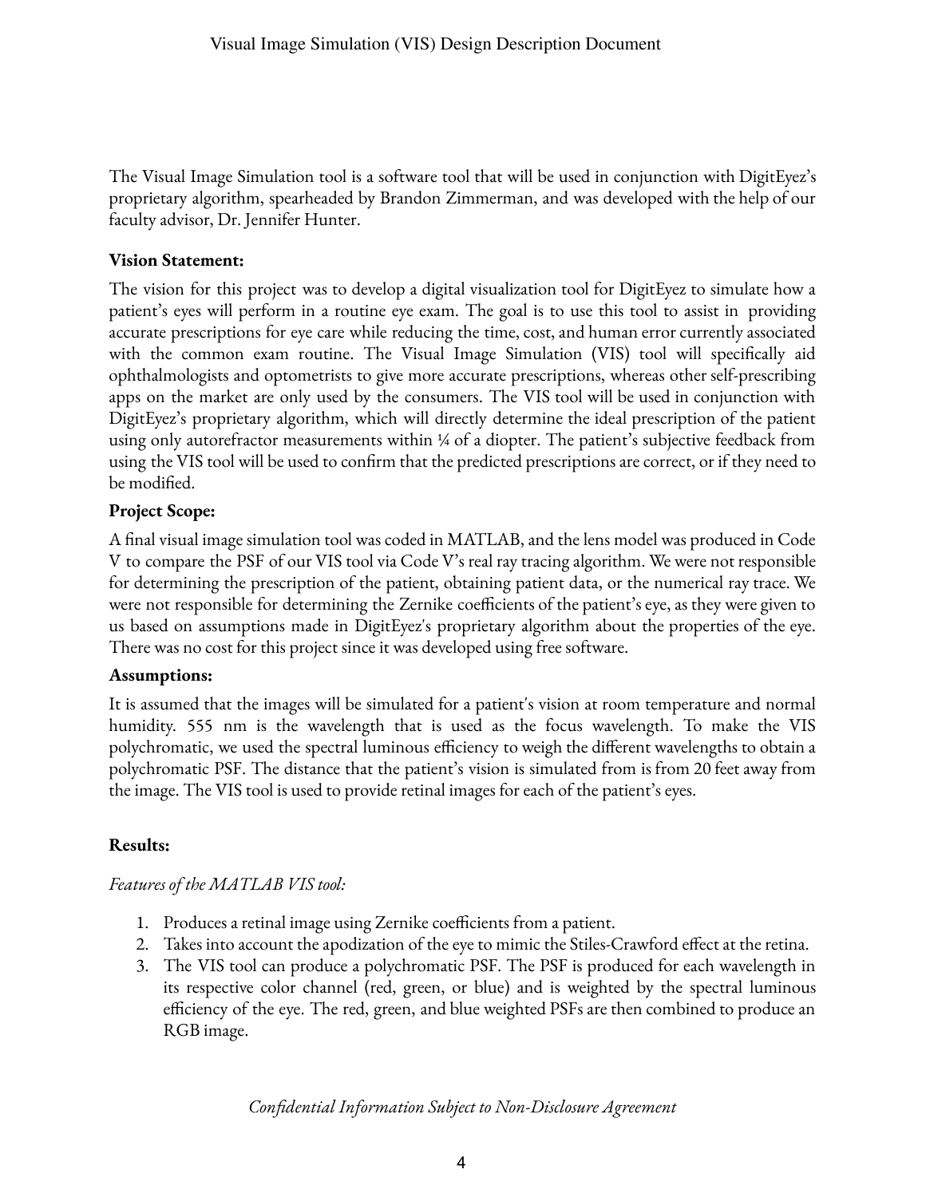The Visual Image Simulation tool is a software tool that will be used in conjunction with DigitEyez's proprietary algorithm, spearheaded by Brandon Zimmerman, and was developed with the help of our faculty advisor, Dr. Jennifer Hunter.

**Vision Statement:**

The vision for this project was to develop a digital visualization tool for DigitEyez to simulate how a patient's eyes will perform in a routine eye exam. The goal is to use this tool to assist in providing accurate prescriptions for eye care while reducing the time, cost, and human error currently associated with the common exam routine. The Visual Image Simulation (VIS) tool will specifically aid ophthalmologists and optometrists to give more accurate prescriptions, whereas other self-prescribing apps on the market are only used by the consumers. The VIS tool will be used in conjunction with DigitEyez's proprietary algorithm, which will directly determine the ideal prescription of the patient using only autorefractor measurements within ¼ of a diopter. The patient's subjective feedback from using the VIS tool will be used to confirm that the predicted prescriptions are correct, or if they need to be modified.

**Project Scope:**

A final visual image simulation tool was coded in MATLAB, and the lens model was produced in Code V to compare the PSF of our VIS tool via Code V's real ray tracing algorithm. We were not responsible for determining the prescription of the patient, obtaining patient data, or the numerical ray trace. We were not responsible for determining the Zernike coefficients of the patient's eye, as they were given to us based on assumptions made in DigitEyez's proprietary algorithm about the properties of the eye. There was no cost for this project since it was developed using free software.

**Assumptions:**

It is assumed that the images will be simulated for a patient's vision at room temperature and normal humidity. 555 nm is the wavelength that is used as the focus wavelength. To make the VIS polychromatic, we used the spectral luminous efficiency to weigh the different wavelengths to obtain a polychromatic PSF. The distance that the patient's vision is simulated from is from 20 feet away from the image. The VIS tool is used to provide retinal images for each of the patient's eyes.

**Results:**

*Features of the MATLAB VIS tool:*

1. Produces a retinal image using Zernike coefficients from a patient.
2. Takes into account the apodization of the eye to mimic the Stiles-Crawford effect at the retina.
3. The VIS tool can produce a polychromatic PSF. The PSF is produced for each wavelength in its respective color channel (red, green, or blue) and is weighted by the spectral luminous efficiency of the eye. The red, green, and blue weighted PSFs are then combined to produce an RGB image.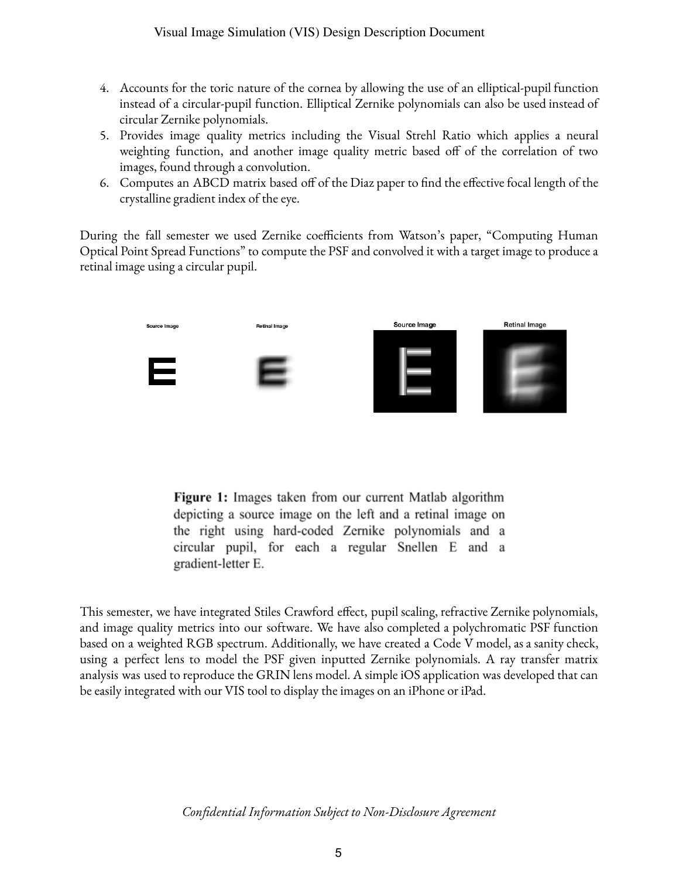4. Accounts for the toric nature of the cornea by allowing the use of an elliptical-pupil function instead of a circular-pupil function. Elliptical Zernike polynomials can also be used instead of circular Zernike polynomials.
5. Provides image quality metrics including the Visual Strehl Ratio which applies a neural weighting function, and another image quality metric based off of the correlation of two images, found through a convolution.
6. Computes an ABCD matrix based off of the Diaz paper to find the effective focal length of the crystalline gradient index of the eye.

During the fall semester we used Zernike coefficients from Watson's paper, "Computing Human Optical Point Spread Functions" to compute the PSF and convolved it with a target image to produce a retinal image using a circular pupil.

**Figure 1:** Images taken from our current Matlab algorithm depicting a source image on the left and a retinal image on the right using hard-coded Zernike polynomials and a circular pupil, for each a regular Snellen E and a gradient-letter E.

This semester, we have integrated Stiles Crawford effect, pupil scaling, refractive Zernike polynomials, and image quality metrics into our software. We have also completed a polychromatic PSF function based on a weighted RGB spectrum. Additionally, we have created a Code V model, as a sanity check, using a perfect lens to model the PSF given inputted Zernike polynomials. A ray transfer matrix analysis was used to reproduce the GRIN lens model. A simple iOS application was developed that can be easily integrated with our VIS tool to display the images on an iPhone or iPad.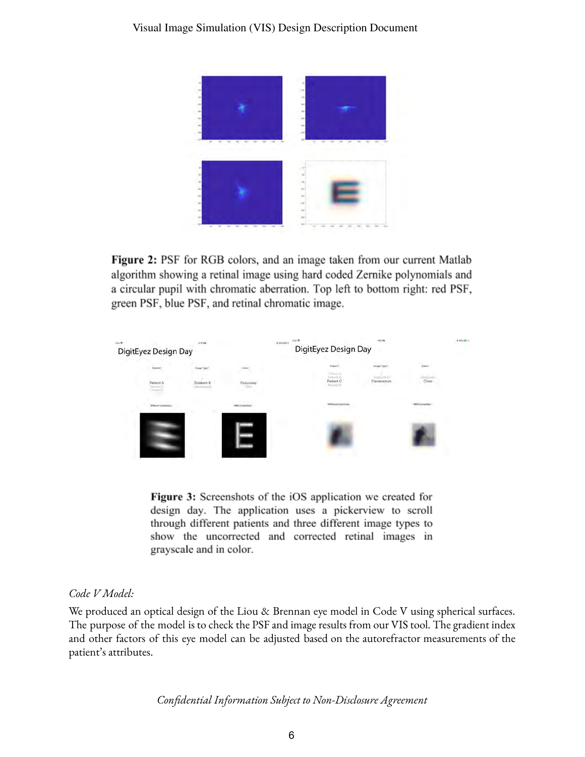**Figure 2:** PSF for RGB colors, and an image taken from our current Matlab algorithm showing a retinal image using hard coded Zernike polynomials and a circular pupil with chromatic aberration. Top left to bottom right: red PSF, green PSF, blue PSF, and retinal chromatic image.

**Figure 3:** Screenshots of the iOS application we created for design day. The application uses a pickerview to scroll through different patients and three different image types to show the uncorrected and corrected retinal images in grayscale and in color.

*Code V Model:*

We produced an optical design of the Liou & Brennan eye model in Code V using spherical surfaces. The purpose of the model is to check the PSF and image results from our VIS tool. The gradient index and other factors of this eye model can be adjusted based on the autorefractor measurements of the patient's attributes.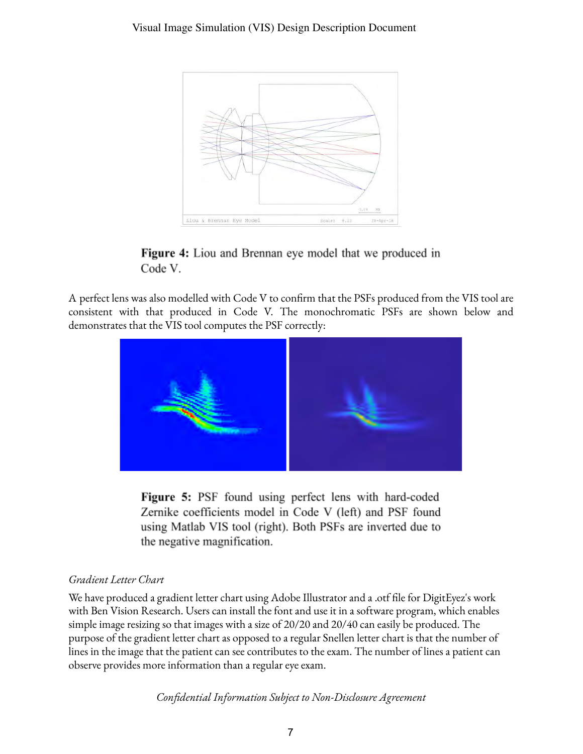**Figure 4:** Liou and Brennan eye model that we produced in Code V.

A perfect lens was also modelled with Code V to confirm that the PSFs produced from the VIS tool are consistent with that produced in Code V. The monochromatic PSFs are shown below and demonstrates that the VIS tool computes the PSF correctly:

**Figure 5:** PSF found using perfect lens with hard-coded Zernike coefficients model in Code V (left) and PSF found using Matlab VIS tool (right). Both PSFs are inverted due to the negative magnification.

*Gradient Letter Chart*

We have produced a gradient letter chart using Adobe Illustrator and a .otf file for DigitEyez's work with Ben Vision Research. Users can install the font and use it in a software program, which enables simple image resizing so that images with a size of 20/20 and 20/40 can easily be produced. The purpose of the gradient letter chart as opposed to a regular Snellen letter chart is that the number of lines in the image that the patient can see contributes to the exam. The number of lines a patient can observe provides more information than a regular eye exam.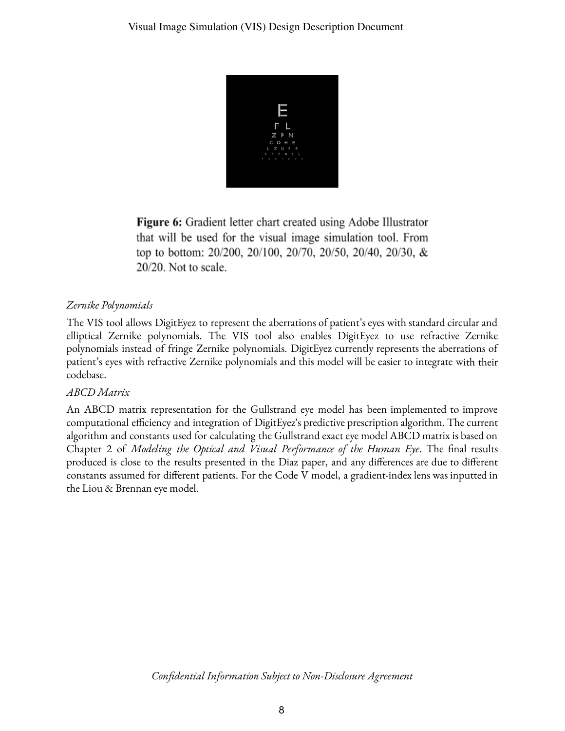**Figure 6:** Gradient letter chart created using Adobe Illustrator that will be used for the visual image simulation tool. From top to bottom: 20/200, 20/100, 20/70, 20/50, 20/40, 20/30, & 20/20. Not to scale.

*Zernike Polynomials*

The VIS tool allows DigitEyez to represent the aberrations of patient's eyes with standard circular and elliptical Zernike polynomials. The VIS tool also enables DigitEyez to use refractive Zernike polynomials instead of fringe Zernike polynomials. DigitEyez currently represents the aberrations of patient's eyes with refractive Zernike polynomials and this model will be easier to integrate with their codebase.

*ABCD Matrix*

An ABCD matrix representation for the Gullstrand eye model has been implemented to improve computational efficiency and integration of DigitEyez's predictive prescription algorithm. The current algorithm and constants used for calculating the Gullstrand exact eye model ABCD matrix is based on Chapter 2 of *Modeling the Optical and Visual Performance of the Human Eye*. The final results produced is close to the results presented in the Diaz paper, and any differences are due to different constants assumed for different patients. For the Code V model, a gradient-index lens was inputted in the Liou & Brennan eye model.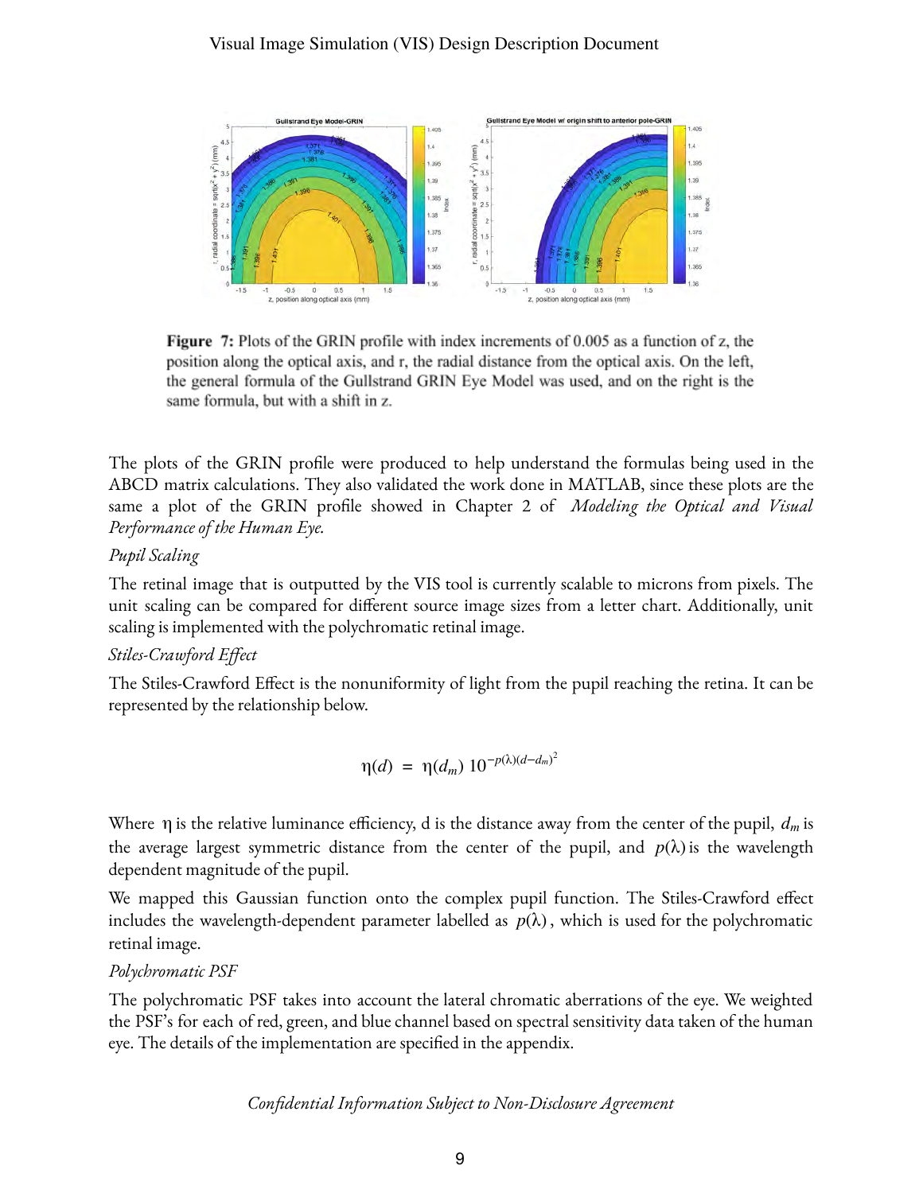**Figure 7:** Plots of the GRIN profile with index increments of 0.005 as a function of z, the position along the optical axis, and r, the radial distance from the optical axis. On the left, the general formula of the Gullstrand GRIN Eye Model was used, and on the right is the same formula, but with a shift in z.

The plots of the GRIN profile were produced to help understand the formulas being used in the ABCD matrix calculations. They also validated the work done in MATLAB, since these plots are the same a plot of the GRIN profile showed in Chapter 2 of *Modeling the Optical and Visual Performance of the Human Eye.*

*Pupil Scaling*

The retinal image that is outputted by the VIS tool is currently scalable to microns from pixels. The unit scaling can be compared for different source image sizes from a letter chart. Additionally, unit scaling is implemented with the polychromatic retinal image.

*Stiles-Crawford Effect*

The Stiles-Crawford Effect is the nonuniformity of light from the pupil reaching the retina. It can be represented by the relationship below.

$$\eta(d) \; = \; \eta(d_m) \; 10^{-p(\lambda)(d-d_m)^2}$$

Where $\eta$ is the relative luminance efficiency, d is the distance away from the center of the pupil, $d_m$ is the average largest symmetric distance from the center of the pupil, and $p(\lambda)$ is the wavelength dependent magnitude of the pupil.

We mapped this Gaussian function onto the complex pupil function. The Stiles-Crawford effect includes the wavelength-dependent parameter labelled as $p(\lambda)$, which is used for the polychromatic retinal image.

*Polychromatic PSF*

The polychromatic PSF takes into account the lateral chromatic aberrations of the eye. We weighted the PSF's for each of red, green, and blue channel based on spectral sensitivity data taken of the human eye. The details of the implementation are specified in the appendix.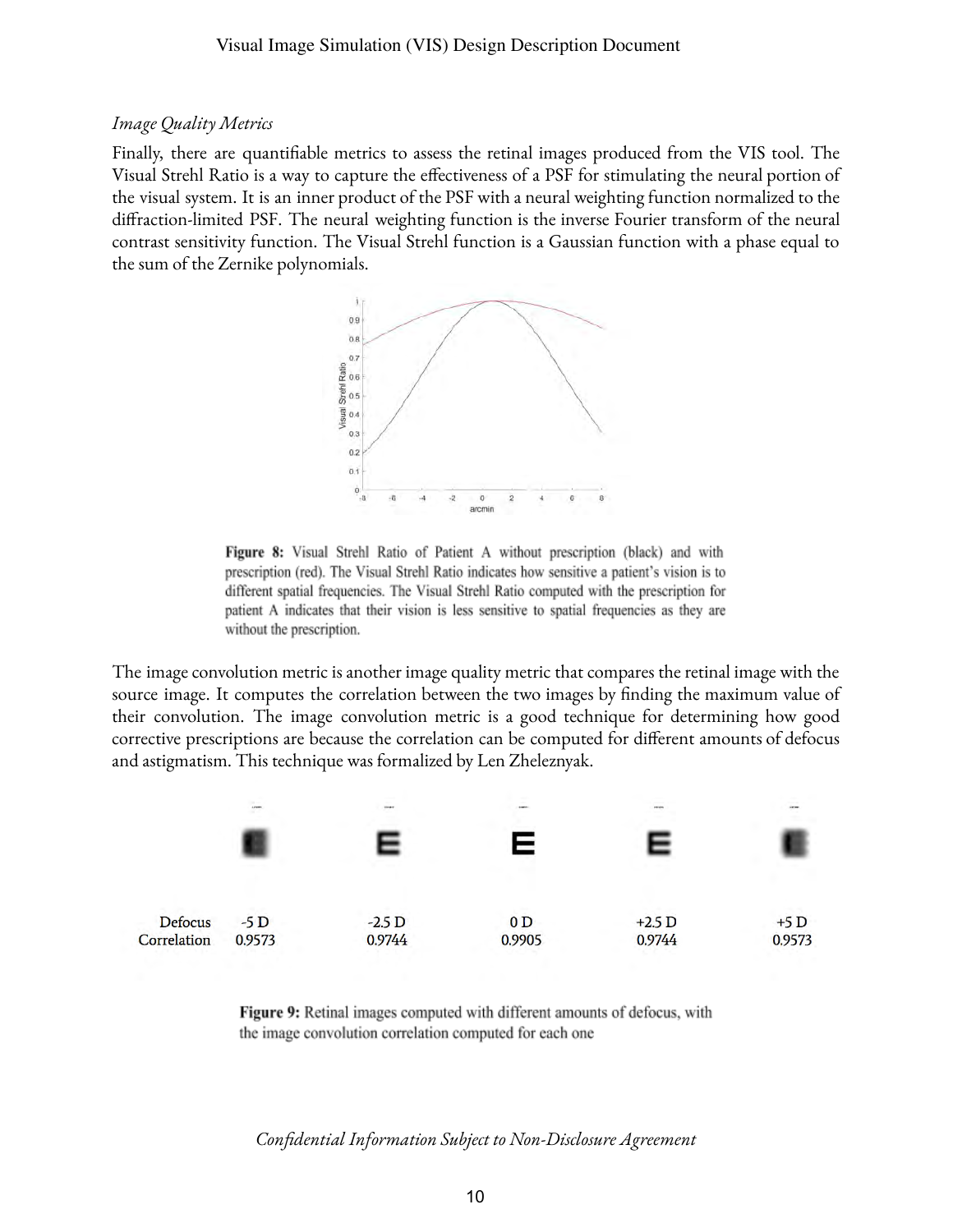*Image Quality Metrics*

Finally, there are quantifiable metrics to assess the retinal images produced from the VIS tool. The Visual Strehl Ratio is a way to capture the effectiveness of a PSF for stimulating the neural portion of the visual system. It is an inner product of the PSF with a neural weighting function normalized to the diffraction-limited PSF. The neural weighting function is the inverse Fourier transform of the neural contrast sensitivity function. The Visual Strehl function is a Gaussian function with a phase equal to the sum of the Zernike polynomials.

**Figure 8:** Visual Strehl Ratio of Patient A without prescription (black) and with prescription (red). The Visual Strehl Ratio indicates how sensitive a patient's vision is to different spatial frequencies. The Visual Strehl Ratio computed with the prescription for patient A indicates that their vision is less sensitive to spatial frequencies as they are without the prescription.

The image convolution metric is another image quality metric that compares the retinal image with the source image. It computes the correlation between the two images by finding the maximum value of their convolution. The image convolution metric is a good technique for determining how good corrective prescriptions are because the correlation can be computed for different amounts of defocus and astigmatism. This technique was formalized by Len Zheleznyak.

| Defocus | -5 D | -2.5 D | 0 D | +2.5 D | +5 D |
|---|---|---|---|---|---|
| Correlation | 0.9573 | 0.9744 | 0.9905 | 0.9744 | 0.9573 |

**Figure 9:** Retinal images computed with different amounts of defocus, with the image convolution correlation computed for each one

*Confidential Information Subject to Non-Disclosure Agreement*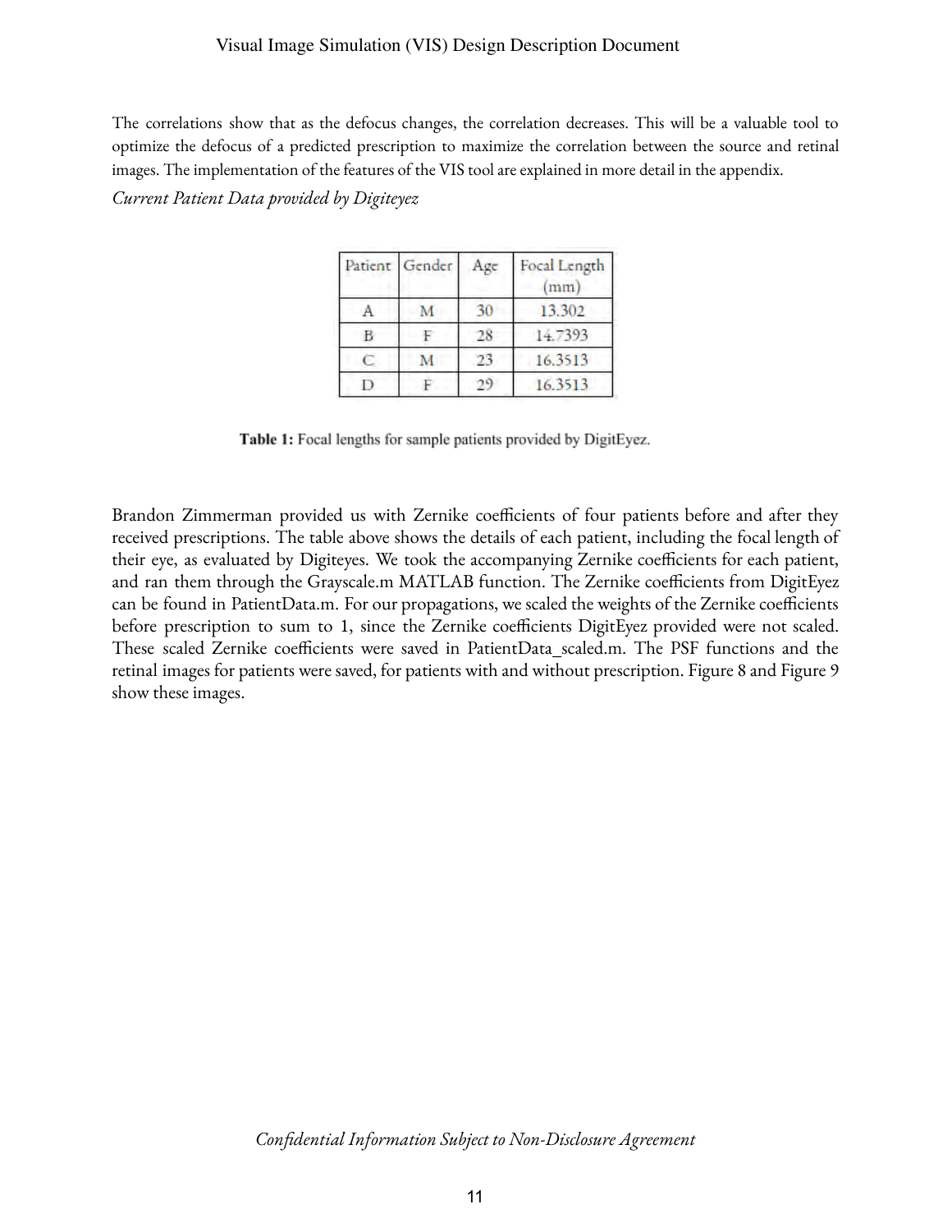The correlations show that as the defocus changes, the correlation decreases. This will be a valuable tool to optimize the defocus of a predicted prescription to maximize the correlation between the source and retinal images. The implementation of the features of the VIS tool are explained in more detail in the appendix.

*Current Patient Data provided by Digiteyez*

| Patient | Gender | Age | Focal Length (mm) |
|---|---|---|---|
| A | M | 30 | 13.302 |
| B | F | 28 | 14.7393 |
| C | M | 23 | 16.3513 |
| D | F | 29 | 16.3513 |

**Table 1:** Focal lengths for sample patients provided by DigitEyez.

Brandon Zimmerman provided us with Zernike coefficients of four patients before and after they received prescriptions. The table above shows the details of each patient, including the focal length of their eye, as evaluated by Digiteyes. We took the accompanying Zernike coefficients for each patient, and ran them through the Grayscale.m MATLAB function. The Zernike coefficients from DigitEyez can be found in PatientData.m. For our propagations, we scaled the weights of the Zernike coefficients before prescription to sum to 1, since the Zernike coefficients DigitEyez provided were not scaled. These scaled Zernike coefficients were saved in PatientData_scaled.m. The PSF functions and the retinal images for patients were saved, for patients with and without prescription. Figure 8 and Figure 9 show these images.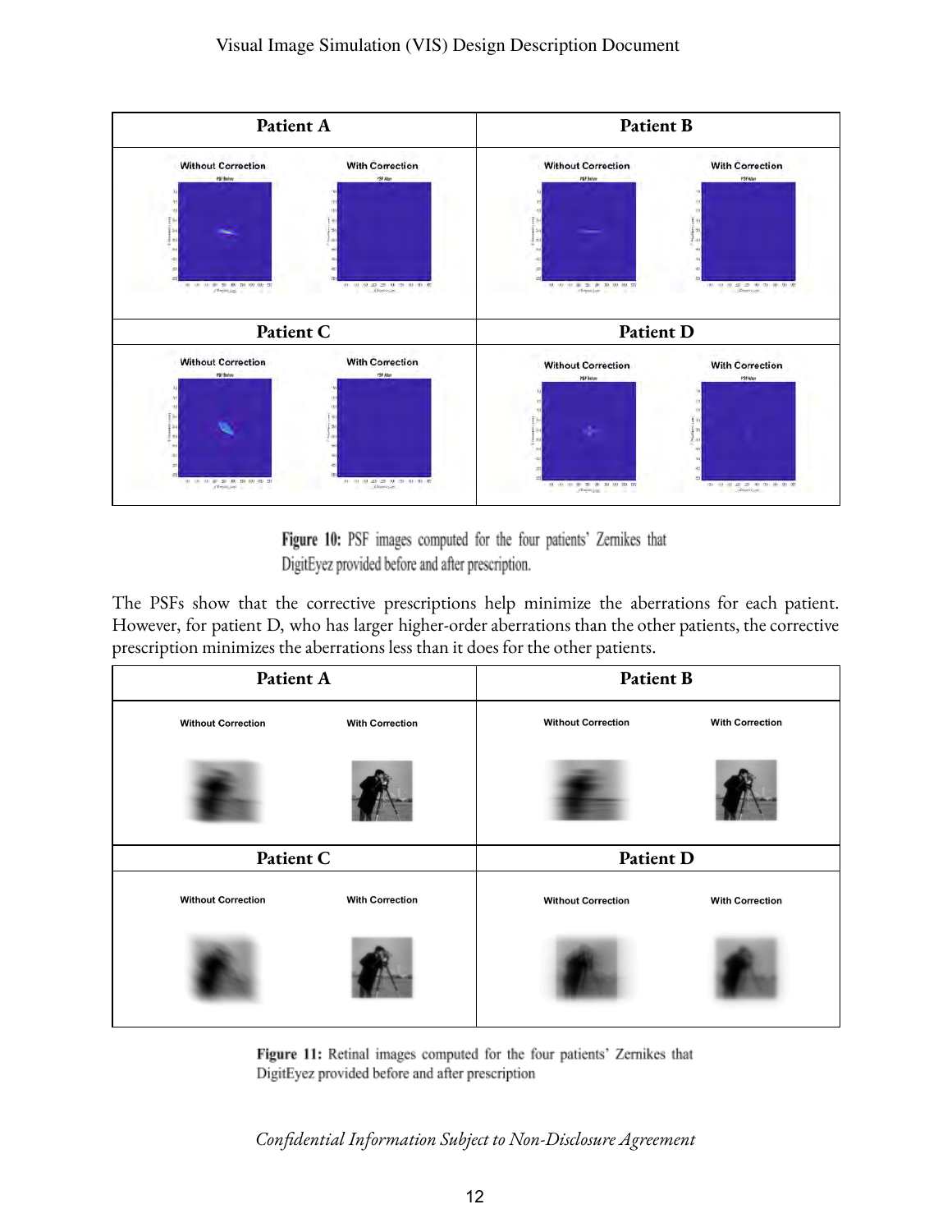| Patient A | | Patient B | |
|---|---|---|---|
| Without Correction | With Correction | Without Correction | With Correction |
| **Patient C** | | **Patient D** | |
| Without Correction | With Correction | Without Correction | With Correction |

**Figure 10:** PSF images computed for the four patients' Zernikes that DigitEyez provided before and after prescription.

The PSFs show that the corrective prescriptions help minimize the aberrations for each patient. However, for patient D, who has larger higher-order aberrations than the other patients, the corrective prescription minimizes the aberrations less than it does for the other patients.

| Patient A | | Patient B | |
|---|---|---|---|
| Without Correction | With Correction | Without Correction | With Correction |
| **Patient C** | | **Patient D** | |
| Without Correction | With Correction | Without Correction | With Correction |

**Figure 11:** Retinal images computed for the four patients' Zernikes that DigitEyez provided before and after prescription

*Confidential Information Subject to Non-Disclosure Agreement*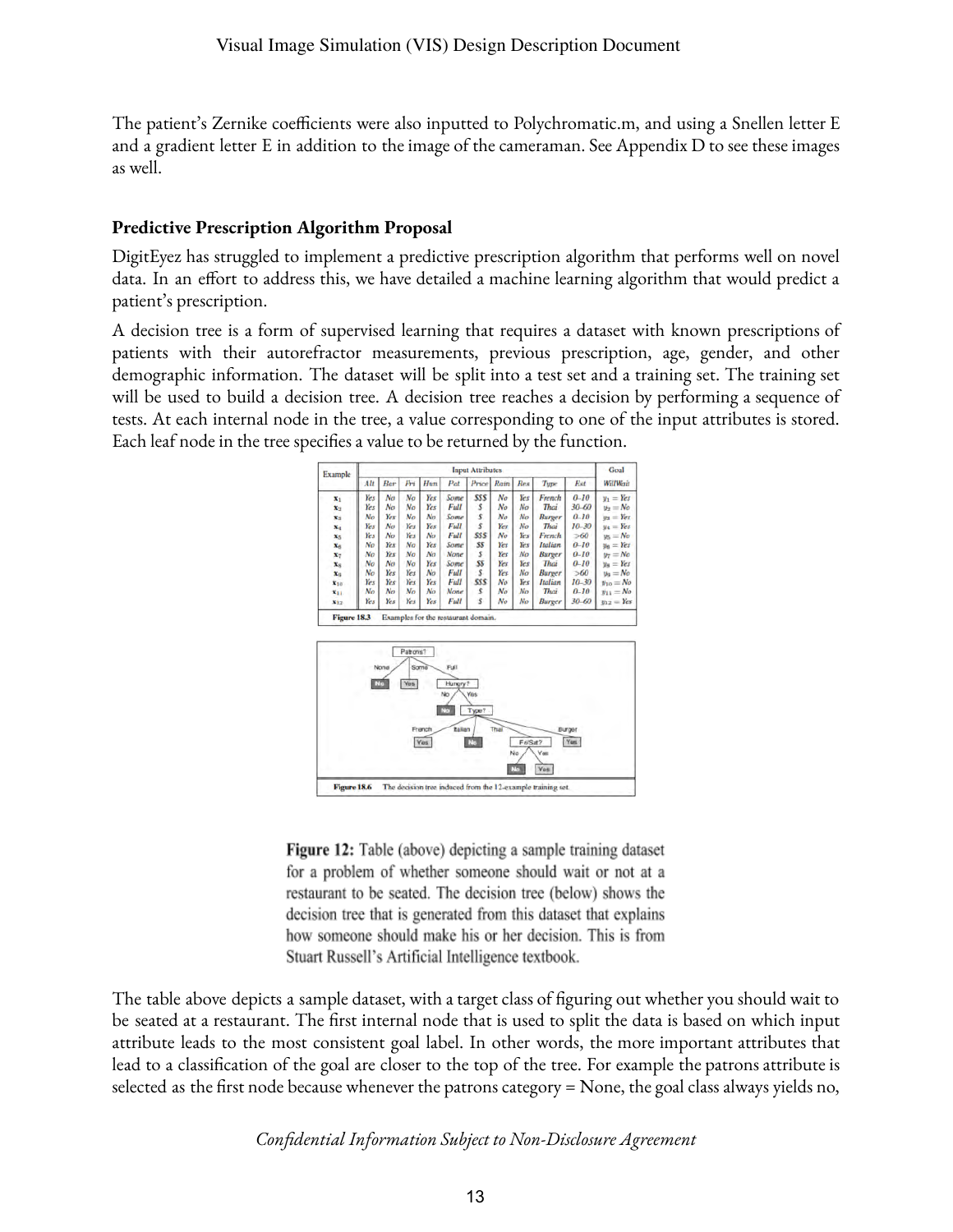The patient's Zernike coefficients were also inputted to Polychromatic.m, and using a Snellen letter E and a gradient letter E in addition to the image of the cameraman. See Appendix D to see these images as well.

**Predictive Prescription Algorithm Proposal**

DigitEyez has struggled to implement a predictive prescription algorithm that performs well on novel data. In an effort to address this, we have detailed a machine learning algorithm that would predict a patient's prescription.

A decision tree is a form of supervised learning that requires a dataset with known prescriptions of patients with their autorefractor measurements, previous prescription, age, gender, and other demographic information. The dataset will be split into a test set and a training set. The training set will be used to build a decision tree. A decision tree reaches a decision by performing a sequence of tests. At each internal node in the tree, a value corresponding to one of the input attributes is stored. Each leaf node in the tree specifies a value to be returned by the function.

| Example | Input Attributes | | | | | | | | | | Goal |
|---|---|---|---|---|---|---|---|---|---|---|---|
| | Alt | Bar | Fri | Hun | Pat | Price | Rain | Res | Type | Est | WillWait |
| $x_1$ | Yes | No | No | Yes | Some | $$$ | No | Yes | French | 0–10 | $y_1 = Yes$ |
| $x_2$ | Yes | No | No | Yes | Full | $ | No | No | Thai | 30–60 | $y_2 = No$ |
| $x_3$ | No | Yes | No | No | Some | $ | No | No | Burger | 0–10 | $y_3 = Yes$ |
| $x_4$ | Yes | No | Yes | Yes | Full | $ | Yes | No | Thai | 10–30 | $y_4 = Yes$ |
| $x_5$ | Yes | No | Yes | No | Full | $$$ | No | Yes | French | >60 | $y_5 = No$ |
| $x_6$ | No | Yes | No | Yes | Some | $$ | Yes | Yes | Italian | 0–10 | $y_6 = Yes$ |
| $x_7$ | No | Yes | No | No | None | $ | Yes | No | Burger | 0–10 | $y_7 = No$ |
| $x_8$ | No | No | No | Yes | Some | $$ | Yes | Yes | Thai | 0–10 | $y_8 = Yes$ |
| $x_9$ | No | Yes | Yes | No | Full | $ | Yes | No | Burger | >60 | $y_9 = No$ |
| $x_{10}$ | Yes | Yes | Yes | Yes | Full | $$$ | No | Yes | Italian | 10–30 | $y_{10} = No$ |
| $x_{11}$ | No | No | No | No | None | $ | No | No | Thai | 0–10 | $y_{11} = No$ |
| $x_{12}$ | Yes | Yes | Yes | Yes | Full | $ | No | No | Burger | 30–60 | $y_{12} = Yes$ |

**Figure 18.3** Examples for the restaurant domain.

**Figure 18.6** The decision tree induced from the 12-example training set.

**Figure 12:** Table (above) depicting a sample training dataset for a problem of whether someone should wait or not at a restaurant to be seated. The decision tree (below) shows the decision tree that is generated from this dataset that explains how someone should make his or her decision. This is from Stuart Russell's Artificial Intelligence textbook.

The table above depicts a sample dataset, with a target class of figuring out whether you should wait to be seated at a restaurant. The first internal node that is used to split the data is based on which input attribute leads to the most consistent goal label. In other words, the more important attributes that lead to a classification of the goal are closer to the top of the tree. For example the patrons attribute is selected as the first node because whenever the patrons category = None, the goal class always yields no,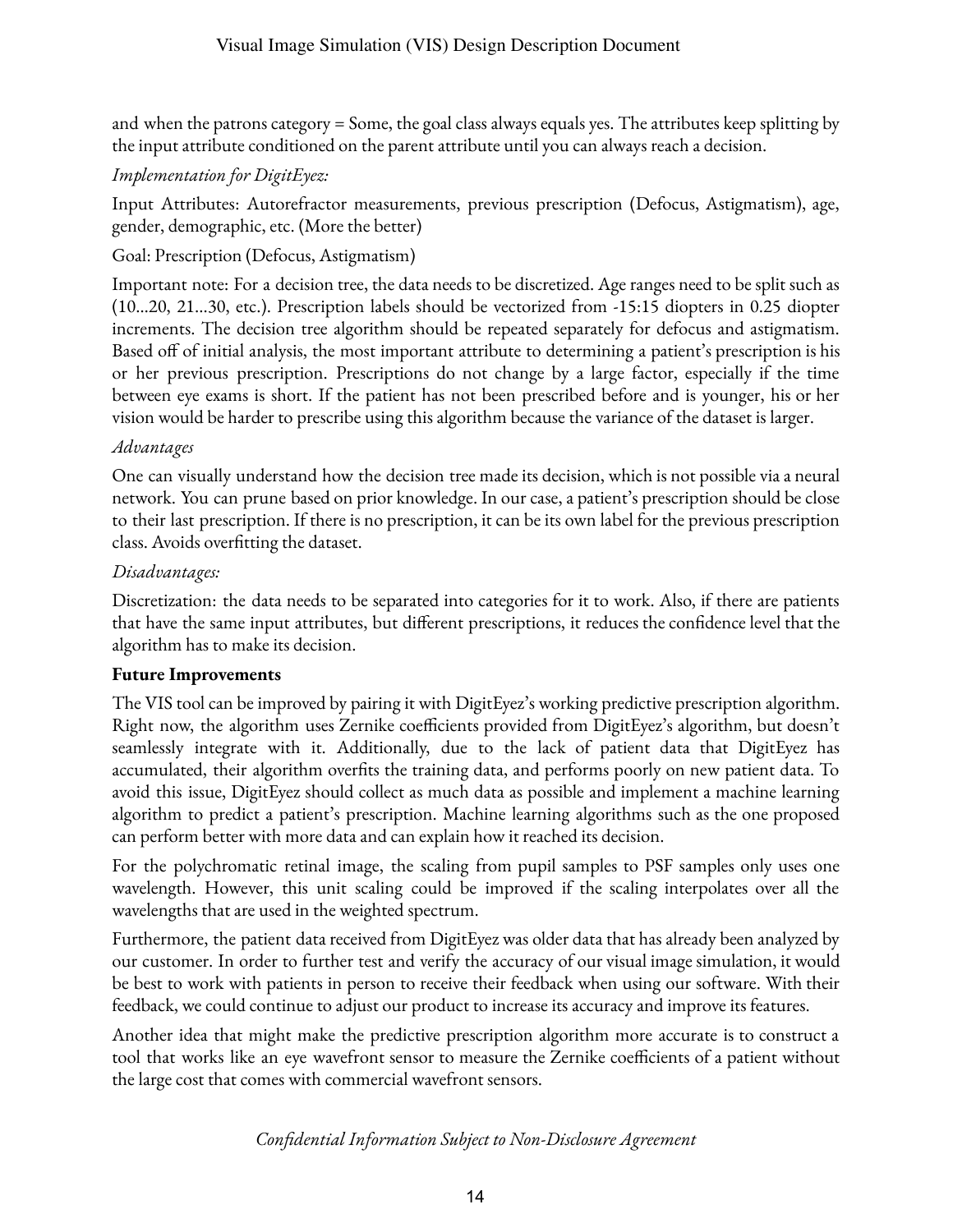and when the patrons category = Some, the goal class always equals yes. The attributes keep splitting by the input attribute conditioned on the parent attribute until you can always reach a decision.

*Implementation for DigitEyez:*

Input Attributes: Autorefractor measurements, previous prescription (Defocus, Astigmatism), age, gender, demographic, etc. (More the better)

Goal: Prescription (Defocus, Astigmatism)

Important note: For a decision tree, the data needs to be discretized. Age ranges need to be split such as (10...20, 21...30, etc.). Prescription labels should be vectorized from -15:15 diopters in 0.25 diopter increments. The decision tree algorithm should be repeated separately for defocus and astigmatism. Based off of initial analysis, the most important attribute to determining a patient's prescription is his or her previous prescription. Prescriptions do not change by a large factor, especially if the time between eye exams is short. If the patient has not been prescribed before and is younger, his or her vision would be harder to prescribe using this algorithm because the variance of the dataset is larger.

*Advantages*

One can visually understand how the decision tree made its decision, which is not possible via a neural network. You can prune based on prior knowledge. In our case, a patient's prescription should be close to their last prescription. If there is no prescription, it can be its own label for the previous prescription class. Avoids overfitting the dataset.

*Disadvantages:*

Discretization: the data needs to be separated into categories for it to work. Also, if there are patients that have the same input attributes, but different prescriptions, it reduces the confidence level that the algorithm has to make its decision.

**Future Improvements**

The VIS tool can be improved by pairing it with DigitEyez's working predictive prescription algorithm. Right now, the algorithm uses Zernike coefficients provided from DigitEyez's algorithm, but doesn't seamlessly integrate with it. Additionally, due to the lack of patient data that DigitEyez has accumulated, their algorithm overfits the training data, and performs poorly on new patient data. To avoid this issue, DigitEyez should collect as much data as possible and implement a machine learning algorithm to predict a patient's prescription. Machine learning algorithms such as the one proposed can perform better with more data and can explain how it reached its decision.

For the polychromatic retinal image, the scaling from pupil samples to PSF samples only uses one wavelength. However, this unit scaling could be improved if the scaling interpolates over all the wavelengths that are used in the weighted spectrum.

Furthermore, the patient data received from DigitEyez was older data that has already been analyzed by our customer. In order to further test and verify the accuracy of our visual image simulation, it would be best to work with patients in person to receive their feedback when using our software. With their feedback, we could continue to adjust our product to increase its accuracy and improve its features.

Another idea that might make the predictive prescription algorithm more accurate is to construct a tool that works like an eye wavefront sensor to measure the Zernike coefficients of a patient without the large cost that comes with commercial wavefront sensors.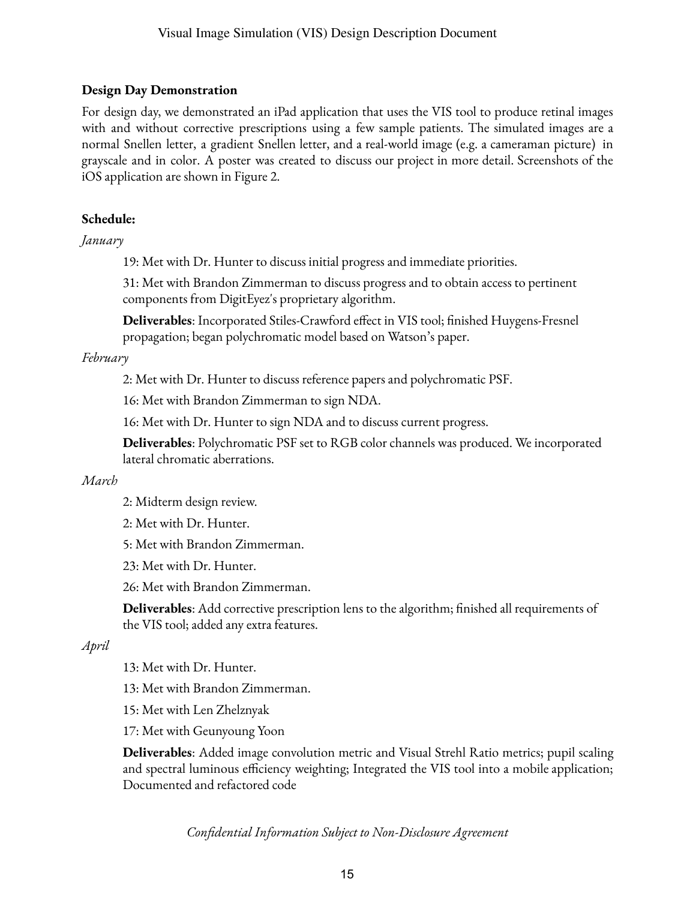**Design Day Demonstration**

For design day, we demonstrated an iPad application that uses the VIS tool to produce retinal images with and without corrective prescriptions using a few sample patients. The simulated images are a normal Snellen letter, a gradient Snellen letter, and a real-world image (e.g. a cameraman picture) in grayscale and in color. A poster was created to discuss our project in more detail. Screenshots of the iOS application are shown in Figure 2.

**Schedule:**

*January*

19: Met with Dr. Hunter to discuss initial progress and immediate priorities.

31: Met with Brandon Zimmerman to discuss progress and to obtain access to pertinent components from DigitEyez's proprietary algorithm.

**Deliverables**: Incorporated Stiles-Crawford effect in VIS tool; finished Huygens-Fresnel propagation; began polychromatic model based on Watson's paper.

*February*

2: Met with Dr. Hunter to discuss reference papers and polychromatic PSF.

16: Met with Brandon Zimmerman to sign NDA.

16: Met with Dr. Hunter to sign NDA and to discuss current progress.

**Deliverables**: Polychromatic PSF set to RGB color channels was produced. We incorporated lateral chromatic aberrations.

*March*

2: Midterm design review.

2: Met with Dr. Hunter.

5: Met with Brandon Zimmerman.

23: Met with Dr. Hunter.

26: Met with Brandon Zimmerman.

**Deliverables**: Add corrective prescription lens to the algorithm; finished all requirements of the VIS tool; added any extra features.

*April*

13: Met with Dr. Hunter.

13: Met with Brandon Zimmerman.

15: Met with Len Zhelznyak

17: Met with Geunyoung Yoon

**Deliverables**: Added image convolution metric and Visual Strehl Ratio metrics; pupil scaling and spectral luminous efficiency weighting; Integrated the VIS tool into a mobile application; Documented and refactored code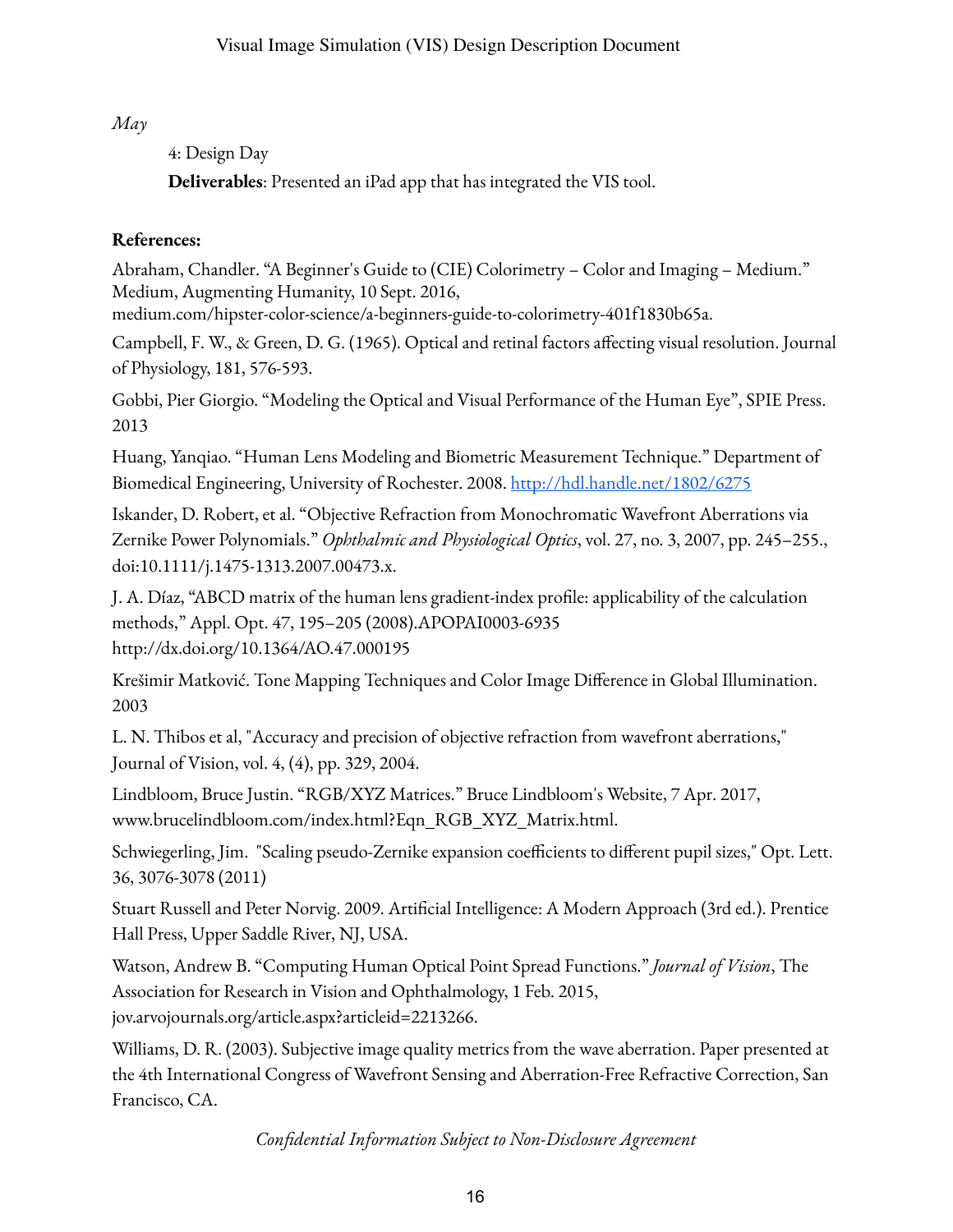*May*

4: Design Day

**Deliverables**: Presented an iPad app that has integrated the VIS tool.

**References:**

Abraham, Chandler. "A Beginner's Guide to (CIE) Colorimetry – Color and Imaging – Medium." Medium, Augmenting Humanity, 10 Sept. 2016, medium.com/hipster-color-science/a-beginners-guide-to-colorimetry-401f1830b65a.

Campbell, F. W., & Green, D. G. (1965). Optical and retinal factors affecting visual resolution. Journal of Physiology, 181, 576-593.

Gobbi, Pier Giorgio. "Modeling the Optical and Visual Performance of the Human Eye", SPIE Press. 2013

Huang, Yanqiao. "Human Lens Modeling and Biometric Measurement Technique." Department of Biomedical Engineering, University of Rochester. 2008. [http://hdl.handle.net/1802/6275](http://hdl.handle.net/1802/6275)

Iskander, D. Robert, et al. "Objective Refraction from Monochromatic Wavefront Aberrations via Zernike Power Polynomials." *Ophthalmic and Physiological Optics*, vol. 27, no. 3, 2007, pp. 245–255., doi:10.1111/j.1475-1313.2007.00473.x.

J. A. Díaz, "ABCD matrix of the human lens gradient-index profile: applicability of the calculation methods," Appl. Opt. 47, 195–205 (2008).APOPAI0003-6935 http://dx.doi.org/10.1364/AO.47.000195

Krešimir Matković. Tone Mapping Techniques and Color Image Difference in Global Illumination. 2003

L. N. Thibos et al, "Accuracy and precision of objective refraction from wavefront aberrations," Journal of Vision, vol. 4, (4), pp. 329, 2004.

Lindbloom, Bruce Justin. "RGB/XYZ Matrices." Bruce Lindbloom's Website, 7 Apr. 2017, www.brucelindbloom.com/index.html?Eqn_RGB_XYZ_Matrix.html.

Schwiegerling, Jim. "Scaling pseudo-Zernike expansion coefficients to different pupil sizes," Opt. Lett. 36, 3076-3078 (2011)

Stuart Russell and Peter Norvig. 2009. Artificial Intelligence: A Modern Approach (3rd ed.). Prentice Hall Press, Upper Saddle River, NJ, USA.

Watson, Andrew B. "Computing Human Optical Point Spread Functions." *Journal of Vision*, The Association for Research in Vision and Ophthalmology, 1 Feb. 2015, jov.arvojournals.org/article.aspx?articleid=2213266.

Williams, D. R. (2003). Subjective image quality metrics from the wave aberration. Paper presented at the 4th International Congress of Wavefront Sensing and Aberration-Free Refractive Correction, San Francisco, CA.

*Confidential Information Subject to Non-Disclosure Agreement*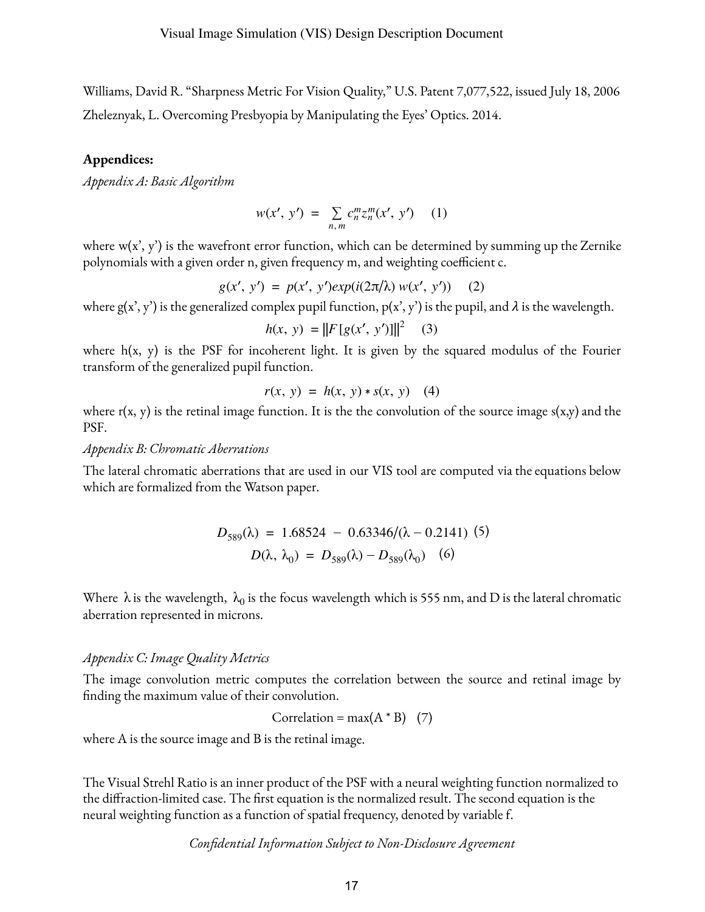Williams, David R. "Sharpness Metric For Vision Quality," U.S. Patent 7,077,522, issued July 18, 2006

Zheleznyak, L. Overcoming Presbyopia by Manipulating the Eyes' Optics. 2014.

**Appendices:**

*Appendix A: Basic Algorithm*

$$w(x', y') = \sum_{n,m} c_n^m z_n^m(x', y') \quad (1)$$

where w(x', y') is the wavefront error function, which can be determined by summing up the Zernike polynomials with a given order n, given frequency m, and weighting coefficient c.

$$g(x', y') = p(x', y') exp(i(2\pi/\lambda)\, w(x', y')) \quad (2)$$

where g(x', y') is the generalized complex pupil function, p(x', y') is the pupil, and $\lambda$ is the wavelength.

$$h(x, y) = \|F[g(x', y')]\|^2 \quad (3)$$

where h(x, y) is the PSF for incoherent light. It is given by the squared modulus of the Fourier transform of the generalized pupil function.

$$r(x, y) = h(x, y) * s(x, y) \quad (4)$$

where r(x, y) is the retinal image function. It is the the convolution of the source image s(x,y) and the PSF.

*Appendix B: Chromatic Aberrations*

The lateral chromatic aberrations that are used in our VIS tool are computed via the equations below which are formalized from the Watson paper.

$$D_{589}(\lambda) = 1.68524 - 0.63346/(\lambda - 0.2141) \quad (5)$$

$$D(\lambda, \lambda_0) = D_{589}(\lambda) - D_{589}(\lambda_0) \quad (6)$$

Where $\lambda$ is the wavelength, $\lambda_0$ is the focus wavelength which is 555 nm, and D is the lateral chromatic aberration represented in microns.

*Appendix C: Image Quality Metrics*

The image convolution metric computes the correlation between the source and retinal image by finding the maximum value of their convolution.

$$\text{Correlation} = \max(A * B) \quad (7)$$

where A is the source image and B is the retinal image.

The Visual Strehl Ratio is an inner product of the PSF with a neural weighting function normalized to the diffraction-limited case. The first equation is the normalized result. The second equation is the neural weighting function as a function of spatial frequency, denoted by variable f.

*Confidential Information Subject to Non-Disclosure Agreement*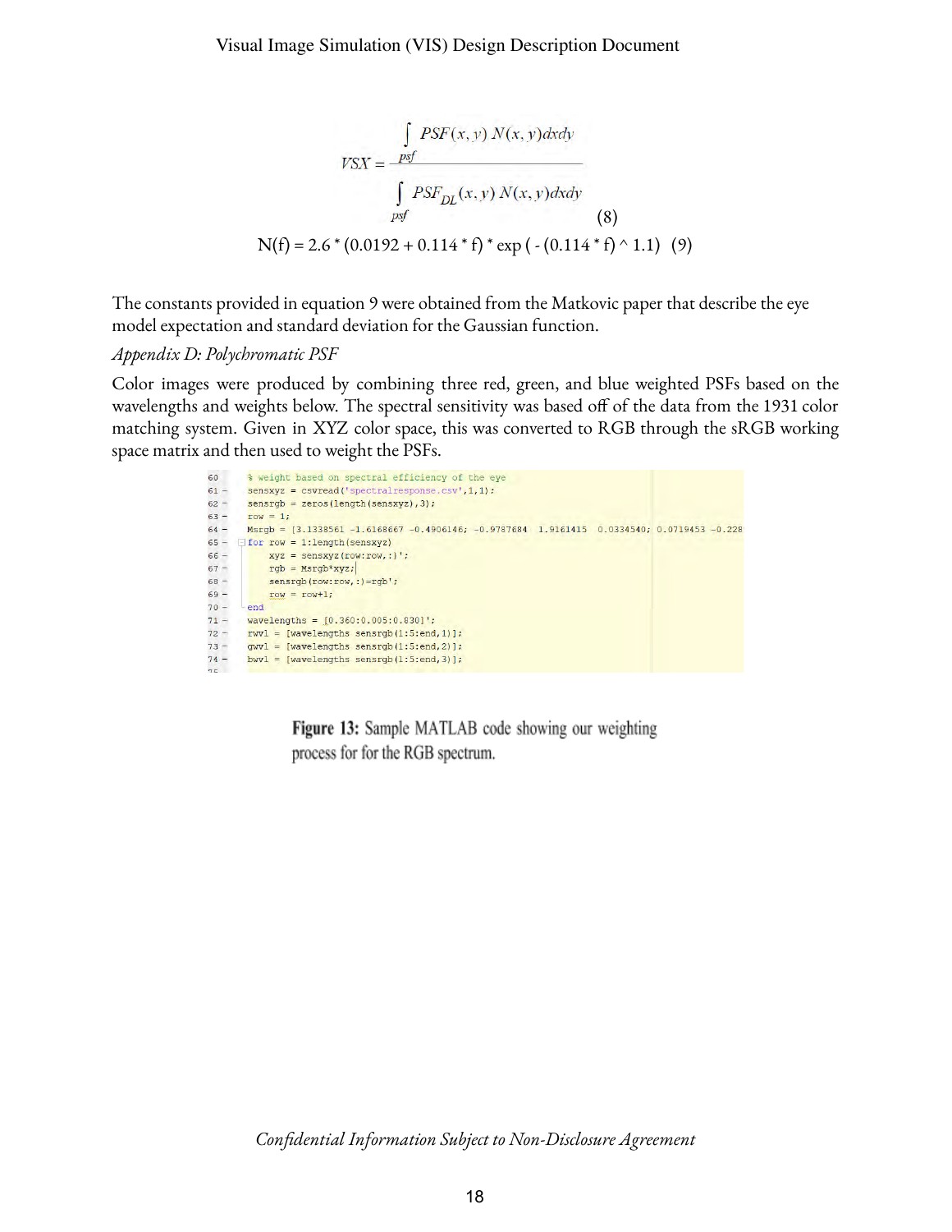$$VSX = \frac{\int_{psf} PSF(x,y)\,N(x,y)dxdy}{\int_{psf} PSF_{DL}(x,y)\,N(x,y)dxdy} \quad (8)$$

$$N(f) = 2.6 * (0.0192 + 0.114 * f) * \exp(-(0.114 * f)^{1.1}) \quad (9)$$

The constants provided in equation 9 were obtained from the Matkovic paper that describe the eye model expectation and standard deviation for the Gaussian function.

*Appendix D: Polychromatic PSF*

Color images were produced by combining three red, green, and blue weighted PSFs based on the wavelengths and weights below. The spectral sensitivity was based off of the data from the 1931 color matching system. Given in XYZ color space, this was converted to RGB through the sRGB working space matrix and then used to weight the PSFs.

```
60      % weight based on spectral efficiency of the eye
61 -    sensxyz = csvread('spectralresponse.csv',1,1);
62 -    sensrgb = zeros(length(sensxyz),3);
63 -    row = 1;
64 -    Msrgb = [3.1338561 -1.6168667 -0.4906146; -0.9787684  1.9161415  0.0334540; 0.0719453 -0.228
65 -    for row = 1:length(sensxyz)
66 -        xyz = sensxyz(row:row,:)';
67 -        rgb = Msrgb*xyz;
68 -        sensrgb(row:row,:)=rgb';
69 -        row = row+1;
70 -    end
71 -    wavelengths = [0.360:0.005:0.830]';
72 -    rwvl = [wavelengths sensrgb(1:5:end,1)];
73 -    gwvl = [wavelengths sensrgb(1:5:end,2)];
74 -    bwvl = [wavelengths sensrgb(1:5:end,3)];
```

**Figure 13:** Sample MATLAB code showing our weighting process for for the RGB spectrum.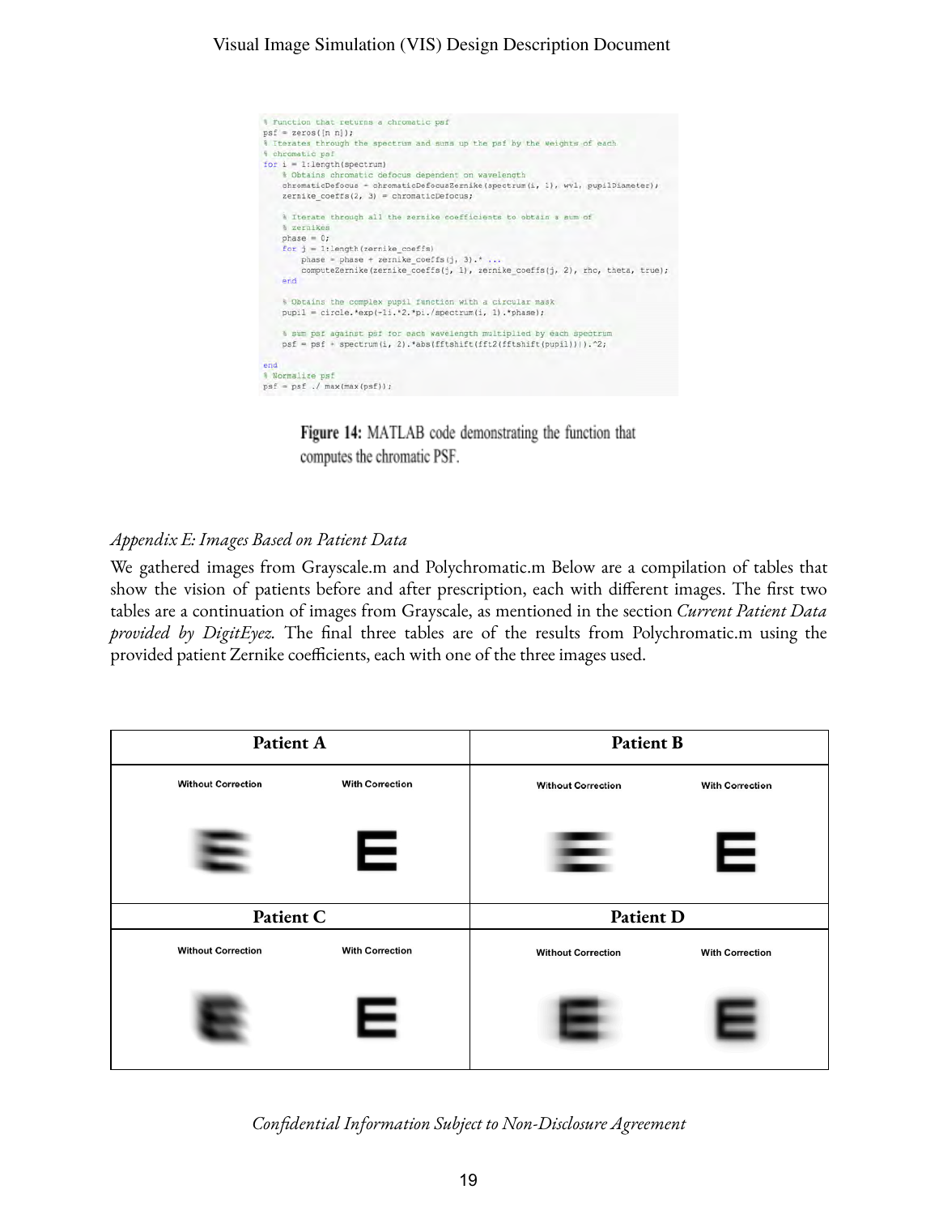```
% Function that returns a chromatic psf
psf = zeros([n n]);
% Iterates through the spectrum and sums up the psf by the weights of each
% chromatic psf
for i = 1:length(spectrum)
    % Obtains chromatic defocus dependent on wavelength
    chromaticDefocus = chromaticDefocusZernike(spectrum(i, 1), wvl, pupilDiameter);
    zernike_coeffs(2, 3) = chromaticDefocus;

    % Iterate through all the zernike coefficients to obtain a sum of
    % zernikes
    phase = 0;
    for j = 1:length(zernike_coeffs)
        phase = phase + zernike_coeffs(j, 3).* ...
        computeZernike(zernike_coeffs(j, 1), zernike_coeffs(j, 2), rho, theta, true);
    end

    % Obtains the complex pupil function with a circular mask
    pupil = circle.*exp(-1i.*2.*pi./spectrum(i, 1).*phase);

    % sum psf against psf for each wavelength multiplied by each spectrum
    psf = psf + spectrum(i, 2).*abs(fftshift(fft2(fftshift(pupil)))).^2;

end
% Normalize psf
psf = psf ./ max(max(psf));
```

**Figure 14:** MATLAB code demonstrating the function that computes the chromatic PSF.

*Appendix E: Images Based on Patient Data*

We gathered images from Grayscale.m and Polychromatic.m Below are a compilation of tables that show the vision of patients before and after prescription, each with different images. The first two tables are a continuation of images from Grayscale, as mentioned in the section *Current Patient Data provided by DigitEyez*. The final three tables are of the results from Polychromatic.m using the provided patient Zernike coefficients, each with one of the three images used.

| Patient A | Patient B |
| --- | --- |
| Without Correction / With Correction | Without Correction / With Correction |
| **Patient C** | **Patient D** |
| Without Correction / With Correction | Without Correction / With Correction |

*Confidential Information Subject to Non-Disclosure Agreement*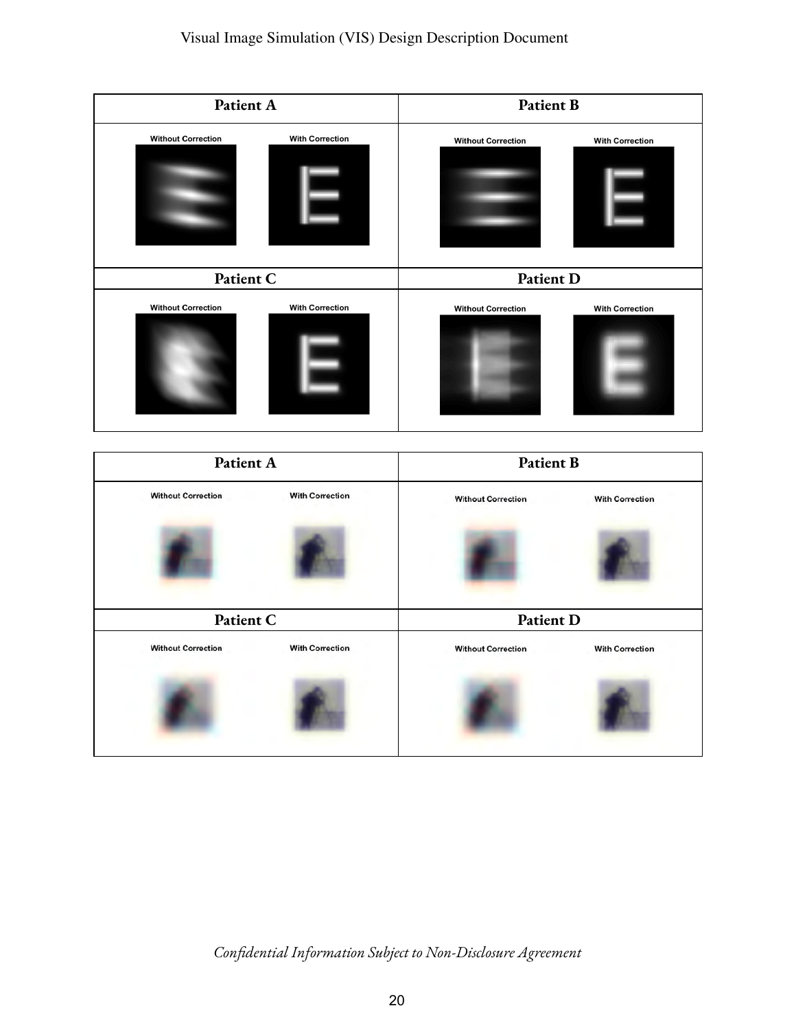| Patient A | Patient B |
|---|---|
| Without Correction / With Correction | Without Correction / With Correction |
| **Patient C** | **Patient D** |
| Without Correction / With Correction | Without Correction / With Correction |

| Patient A | Patient B |
|---|---|
| Without Correction / With Correction | Without Correction / With Correction |
| **Patient C** | **Patient D** |
| Without Correction / With Correction | Without Correction / With Correction |

*Confidential Information Subject to Non-Disclosure Agreement*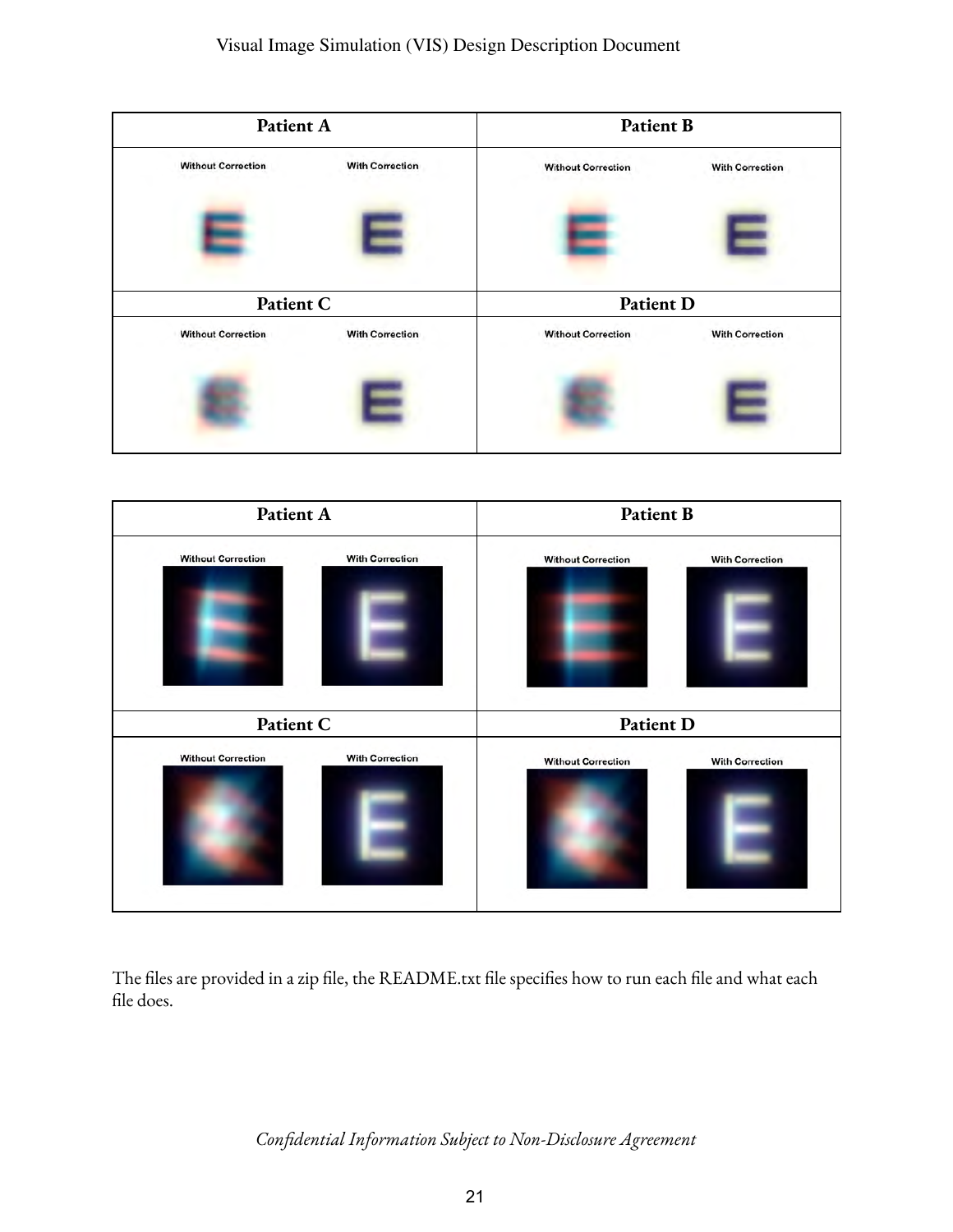| Patient A | Patient B |
| --- | --- |
| Without Correction With Correction | Without Correction With Correction |
| **Patient C** | **Patient D** |
| Without Correction With Correction | Without Correction With Correction |

| Patient A | Patient B |
| --- | --- |
| Without Correction With Correction | Without Correction With Correction |
| **Patient C** | **Patient D** |
| Without Correction With Correction | Without Correction With Correction |

The files are provided in a zip file, the README.txt file specifies how to run each file and what each file does.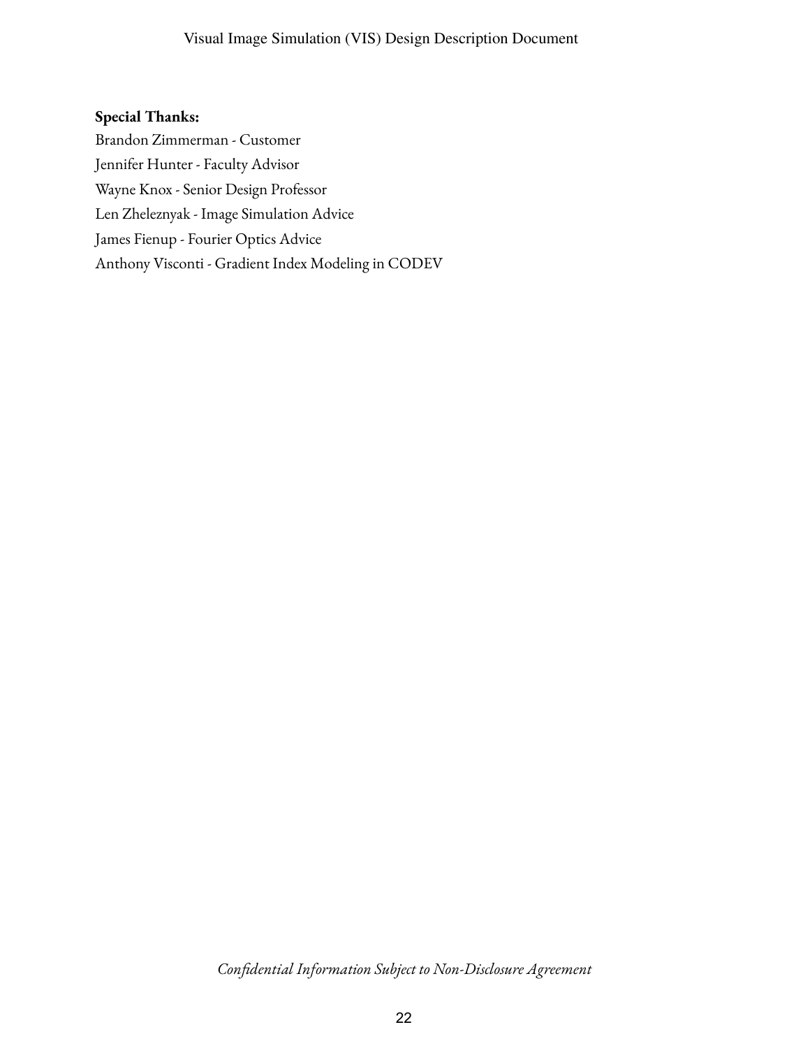**Special Thanks:**

Brandon Zimmerman - Customer

Jennifer Hunter - Faculty Advisor

Wayne Knox - Senior Design Professor

Len Zheleznyak - Image Simulation Advice

James Fienup - Fourier Optics Advice

Anthony Visconti - Gradient Index Modeling in CODEV